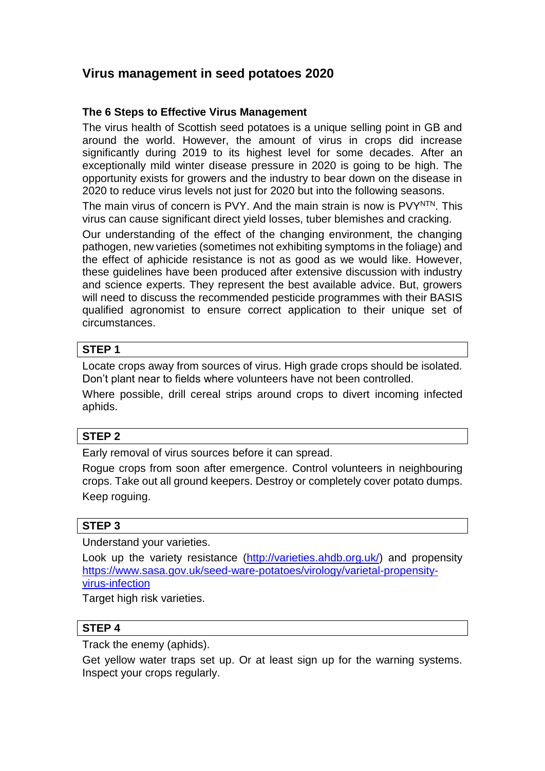# Virus management in seed potatoes 2020

## The 6 Steps to Effective Virus Management

The virus health of Scottish seed potatoes is a unique selling point in GB and around the world. However, the amount of virus in crops did increase significantly during 2019 to its highest level for some decades. After an exceptionally mild winter disease pressure in 2020 is going to be high. The opportunity exists for growers and the industry to bear down on the disease in 2020 to reduce virus levels not just for 2020 but into the following seasons.

The main virus of concern is PVY. And the main strain is now is $PVY^{NTN}$. This virus can cause significant direct yield losses, tuber blemishes and cracking.

Our understanding of the effect of the changing environment, the changing pathogen, new varieties (sometimes not exhibiting symptoms in the foliage) and the effect of aphicide resistance is not as good as we would like. However, these guidelines have been produced after extensive discussion with industry and science experts. They represent the best available advice. But, growers will need to discuss the recommended pesticide programmes with their BASIS qualified agronomist to ensure correct application to their unique set of circumstances.

### STEP 1

Locate crops away from sources of virus. High grade crops should be isolated. Don't plant near to fields where volunteers have not been controlled.

Where possible, drill cereal strips around crops to divert incoming infected aphids.

### STEP 2

Early removal of virus sources before it can spread.

Rogue crops from soon after emergence. Control volunteers in neighbouring crops. Take out all ground keepers. Destroy or completely cover potato dumps.

Keep roguing.

### STEP 3

Understand your varieties.

Look up the variety resistance (http://varieties.ahdb.org.uk/) and propensity https://www.sasa.gov.uk/seed-ware-potatoes/virology/varietal-propensity-virus-infection

Target high risk varieties.

### STEP 4

Track the enemy (aphids).

Get yellow water traps set up. Or at least sign up for the warning systems. Inspect your crops regularly.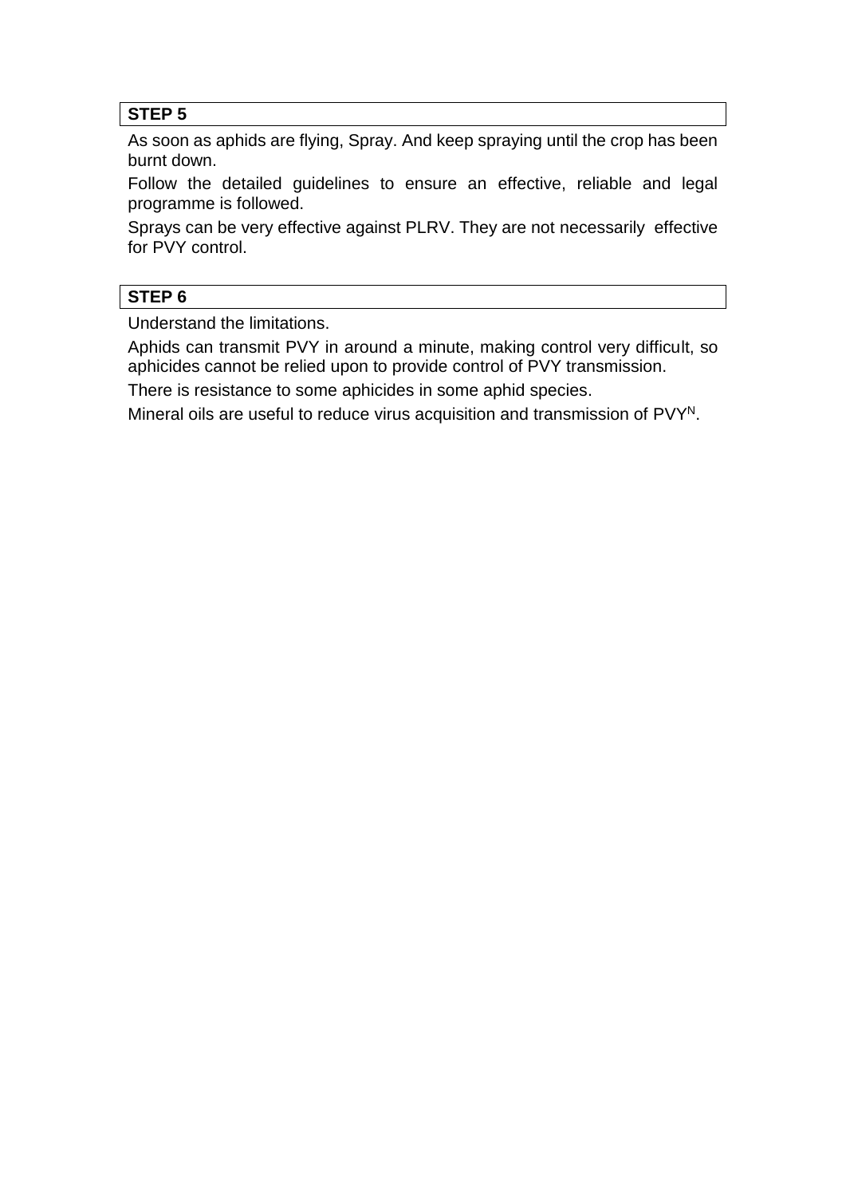### STEP 5

As soon as aphids are flying, Spray. And keep spraying until the crop has been burnt down.

Follow the detailed guidelines to ensure an effective, reliable and legal programme is followed.

Sprays can be very effective against PLRV. They are not necessarily effective for PVY control.

### STEP 6

Understand the limitations.

Aphids can transmit PVY in around a minute, making control very difficult, so aphicides cannot be relied upon to provide control of PVY transmission.

There is resistance to some aphicides in some aphid species.

Mineral oils are useful to reduce virus acquisition and transmission of $PVY^N$.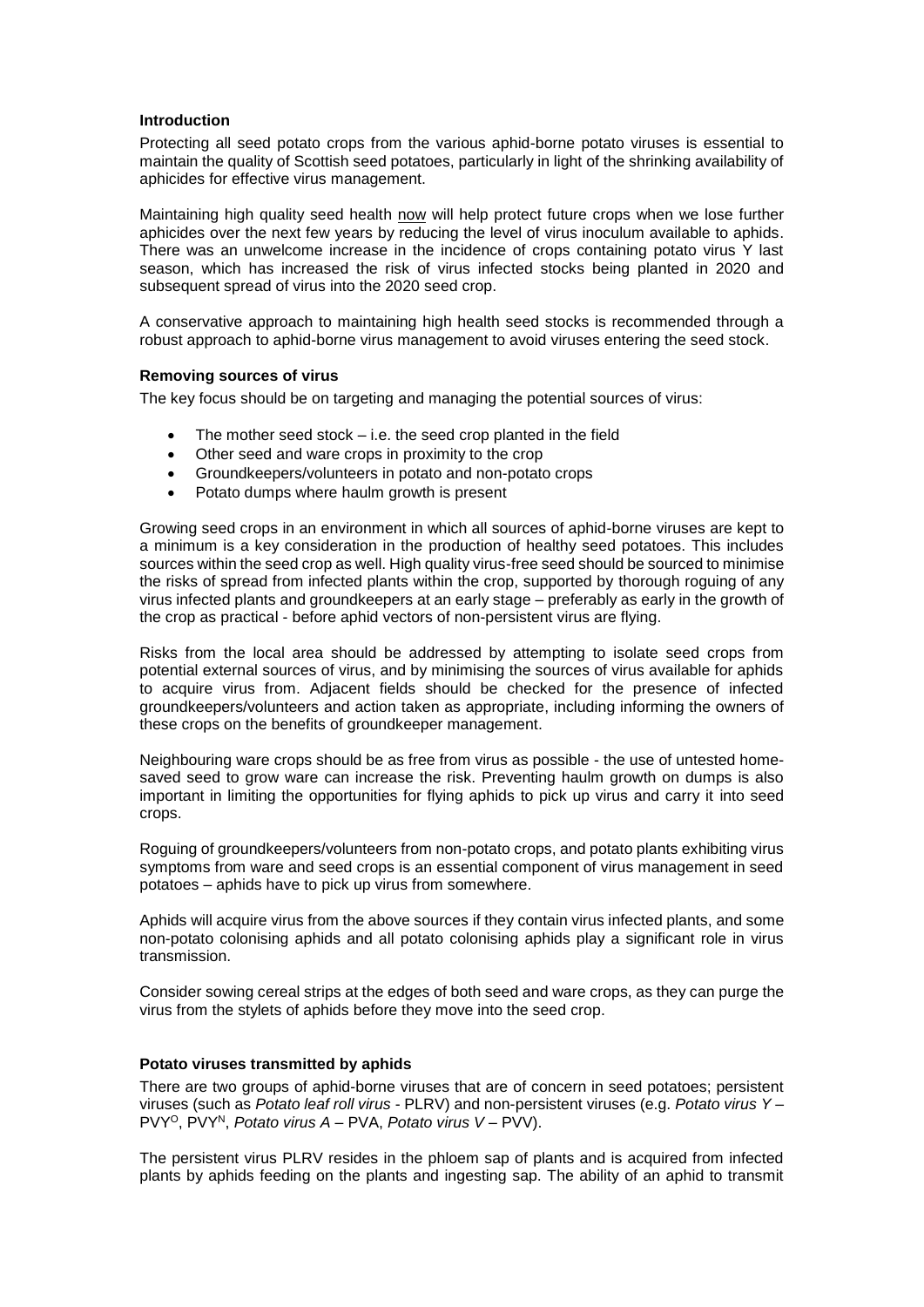## Introduction

Protecting all seed potato crops from the various aphid-borne potato viruses is essential to maintain the quality of Scottish seed potatoes, particularly in light of the shrinking availability of aphicides for effective virus management.

Maintaining high quality seed health now will help protect future crops when we lose further aphicides over the next few years by reducing the level of virus inoculum available to aphids. There was an unwelcome increase in the incidence of crops containing potato virus Y last season, which has increased the risk of virus infected stocks being planted in 2020 and subsequent spread of virus into the 2020 seed crop.

A conservative approach to maintaining high health seed stocks is recommended through a robust approach to aphid-borne virus management to avoid viruses entering the seed stock.

## Removing sources of virus

The key focus should be on targeting and managing the potential sources of virus:

- The mother seed stock – i.e. the seed crop planted in the field
- Other seed and ware crops in proximity to the crop
- Groundkeepers/volunteers in potato and non-potato crops
- Potato dumps where haulm growth is present

Growing seed crops in an environment in which all sources of aphid-borne viruses are kept to a minimum is a key consideration in the production of healthy seed potatoes. This includes sources within the seed crop as well. High quality virus-free seed should be sourced to minimise the risks of spread from infected plants within the crop, supported by thorough roguing of any virus infected plants and groundkeepers at an early stage – preferably as early in the growth of the crop as practical - before aphid vectors of non-persistent virus are flying.

Risks from the local area should be addressed by attempting to isolate seed crops from potential external sources of virus, and by minimising the sources of virus available for aphids to acquire virus from. Adjacent fields should be checked for the presence of infected groundkeepers/volunteers and action taken as appropriate, including informing the owners of these crops on the benefits of groundkeeper management.

Neighbouring ware crops should be as free from virus as possible - the use of untested home-saved seed to grow ware can increase the risk. Preventing haulm growth on dumps is also important in limiting the opportunities for flying aphids to pick up virus and carry it into seed crops.

Roguing of groundkeepers/volunteers from non-potato crops, and potato plants exhibiting virus symptoms from ware and seed crops is an essential component of virus management in seed potatoes – aphids have to pick up virus from somewhere.

Aphids will acquire virus from the above sources if they contain virus infected plants, and some non-potato colonising aphids and all potato colonising aphids play a significant role in virus transmission.

Consider sowing cereal strips at the edges of both seed and ware crops, as they can purge the virus from the stylets of aphids before they move into the seed crop.

## Potato viruses transmitted by aphids

There are two groups of aphid-borne viruses that are of concern in seed potatoes; persistent viruses (such as *Potato leaf roll virus* - PLRV) and non-persistent viruses (e.g. *Potato virus Y* – $PVY^O$, $PVY^N$, *Potato virus A* – PVA, *Potato virus V* – PVV).

The persistent virus PLRV resides in the phloem sap of plants and is acquired from infected plants by aphids feeding on the plants and ingesting sap. The ability of an aphid to transmit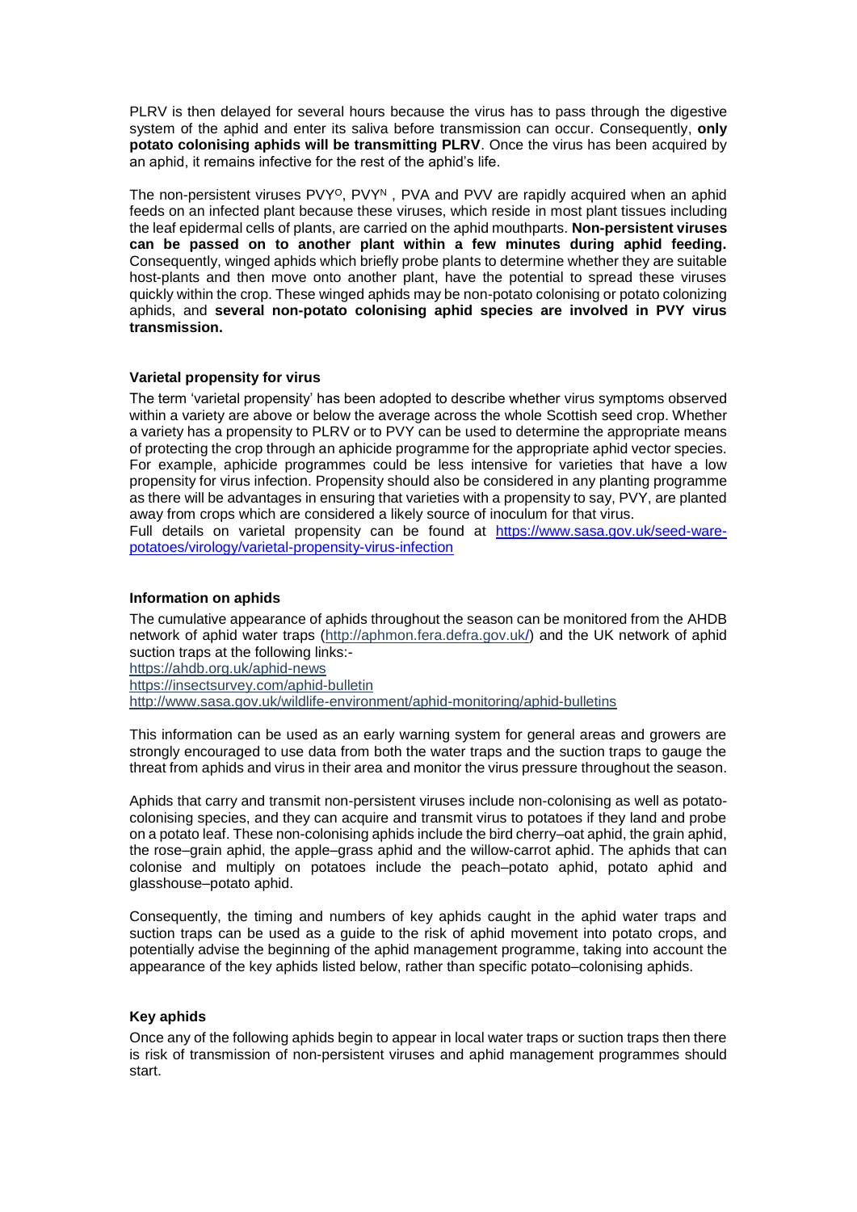PLRV is then delayed for several hours because the virus has to pass through the digestive system of the aphid and enter its saliva before transmission can occur. Consequently, **only potato colonising aphids will be transmitting PLRV**. Once the virus has been acquired by an aphid, it remains infective for the rest of the aphid's life.

The non-persistent viruses PVY$^{O}$, PVY$^{N}$ , PVA and PVV are rapidly acquired when an aphid feeds on an infected plant because these viruses, which reside in most plant tissues including the leaf epidermal cells of plants, are carried on the aphid mouthparts. **Non-persistent viruses can be passed on to another plant within a few minutes during aphid feeding.** Consequently, winged aphids which briefly probe plants to determine whether they are suitable host-plants and then move onto another plant, have the potential to spread these viruses quickly within the crop. These winged aphids may be non-potato colonising or potato colonizing aphids, and **several non-potato colonising aphid species are involved in PVY virus transmission.**

### Varietal propensity for virus

The term 'varietal propensity' has been adopted to describe whether virus symptoms observed within a variety are above or below the average across the whole Scottish seed crop. Whether a variety has a propensity to PLRV or to PVY can be used to determine the appropriate means of protecting the crop through an aphicide programme for the appropriate aphid vector species. For example, aphicide programmes could be less intensive for varieties that have a low propensity for virus infection. Propensity should also be considered in any planting programme as there will be advantages in ensuring that varieties with a propensity to say, PVY, are planted away from crops which are considered a likely source of inoculum for that virus.
Full details on varietal propensity can be found at https://www.sasa.gov.uk/seed-ware-potatoes/virology/varietal-propensity-virus-infection

### Information on aphids

The cumulative appearance of aphids throughout the season can be monitored from the AHDB network of aphid water traps (http://aphmon.fera.defra.gov.uk/) and the UK network of aphid suction traps at the following links:-
https://ahdb.org.uk/aphid-news
https://insectsurvey.com/aphid-bulletin
http://www.sasa.gov.uk/wildlife-environment/aphid-monitoring/aphid-bulletins

This information can be used as an early warning system for general areas and growers are strongly encouraged to use data from both the water traps and the suction traps to gauge the threat from aphids and virus in their area and monitor the virus pressure throughout the season.

Aphids that carry and transmit non-persistent viruses include non-colonising as well as potato-colonising species, and they can acquire and transmit virus to potatoes if they land and probe on a potato leaf. These non-colonising aphids include the bird cherry–oat aphid, the grain aphid, the rose–grain aphid, the apple–grass aphid and the willow-carrot aphid. The aphids that can colonise and multiply on potatoes include the peach–potato aphid, potato aphid and glasshouse–potato aphid.

Consequently, the timing and numbers of key aphids caught in the aphid water traps and suction traps can be used as a guide to the risk of aphid movement into potato crops, and potentially advise the beginning of the aphid management programme, taking into account the appearance of the key aphids listed below, rather than specific potato–colonising aphids.

### Key aphids

Once any of the following aphids begin to appear in local water traps or suction traps then there is risk of transmission of non-persistent viruses and aphid management programmes should start.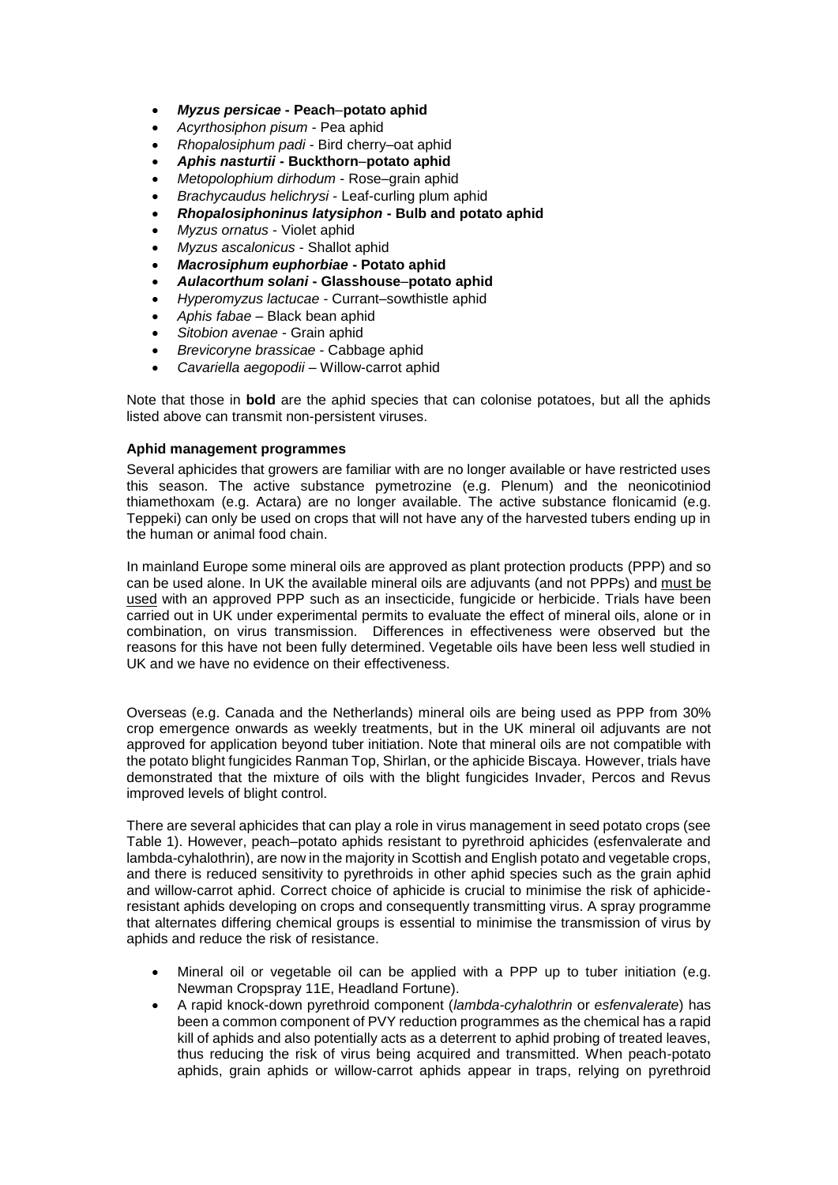- ***Myzus persicae*** **- Peach–potato aphid**
- *Acyrthosiphon pisum* - Pea aphid
- *Rhopalosiphum padi* - Bird cherry–oat aphid
- ***Aphis nasturtii*** **- Buckthorn–potato aphid**
- *Metopolophium dirhodum* - Rose–grain aphid
- *Brachycaudus helichrysi* - Leaf-curling plum aphid
- ***Rhopalosiphoninus latysiphon*** **- Bulb and potato aphid**
- *Myzus ornatus* - Violet aphid
- *Myzus ascalonicus* - Shallot aphid
- ***Macrosiphum euphorbiae*** **- Potato aphid**
- ***Aulacorthum solani*** **- Glasshouse–potato aphid**
- *Hyperomyzus lactucae* - Currant–sowthistle aphid
- *Aphis fabae* – Black bean aphid
- *Sitobion avenae* - Grain aphid
- *Brevicoryne brassicae* - Cabbage aphid
- *Cavariella aegopodii* – Willow-carrot aphid

Note that those in **bold** are the aphid species that can colonise potatoes, but all the aphids listed above can transmit non-persistent viruses.

**Aphid management programmes**

Several aphicides that growers are familiar with are no longer available or have restricted uses this season. The active substance pymetrozine (e.g. Plenum) and the neonicotiniod thiamethoxam (e.g. Actara) are no longer available. The active substance flonicamid (e.g. Teppeki) can only be used on crops that will not have any of the harvested tubers ending up in the human or animal food chain.

In mainland Europe some mineral oils are approved as plant protection products (PPP) and so can be used alone. In UK the available mineral oils are adjuvants (and not PPPs) and must be used with an approved PPP such as an insecticide, fungicide or herbicide. Trials have been carried out in UK under experimental permits to evaluate the effect of mineral oils, alone or in combination, on virus transmission. Differences in effectiveness were observed but the reasons for this have not been fully determined. Vegetable oils have been less well studied in UK and we have no evidence on their effectiveness.

Overseas (e.g. Canada and the Netherlands) mineral oils are being used as PPP from 30% crop emergence onwards as weekly treatments, but in the UK mineral oil adjuvants are not approved for application beyond tuber initiation. Note that mineral oils are not compatible with the potato blight fungicides Ranman Top, Shirlan, or the aphicide Biscaya. However, trials have demonstrated that the mixture of oils with the blight fungicides Invader, Percos and Revus improved levels of blight control.

There are several aphicides that can play a role in virus management in seed potato crops (see Table 1). However, peach–potato aphids resistant to pyrethroid aphicides (esfenvalerate and lambda-cyhalothrin), are now in the majority in Scottish and English potato and vegetable crops, and there is reduced sensitivity to pyrethroids in other aphid species such as the grain aphid and willow-carrot aphid. Correct choice of aphicide is crucial to minimise the risk of aphicide-resistant aphids developing on crops and consequently transmitting virus. A spray programme that alternates differing chemical groups is essential to minimise the transmission of virus by aphids and reduce the risk of resistance.

- Mineral oil or vegetable oil can be applied with a PPP up to tuber initiation (e.g. Newman Cropspray 11E, Headland Fortune).
- A rapid knock-down pyrethroid component (*lambda-cyhalothrin* or *esfenvalerate*) has been a common component of PVY reduction programmes as the chemical has a rapid kill of aphids and also potentially acts as a deterrent to aphid probing of treated leaves, thus reducing the risk of virus being acquired and transmitted. When peach-potato aphids, grain aphids or willow-carrot aphids appear in traps, relying on pyrethroid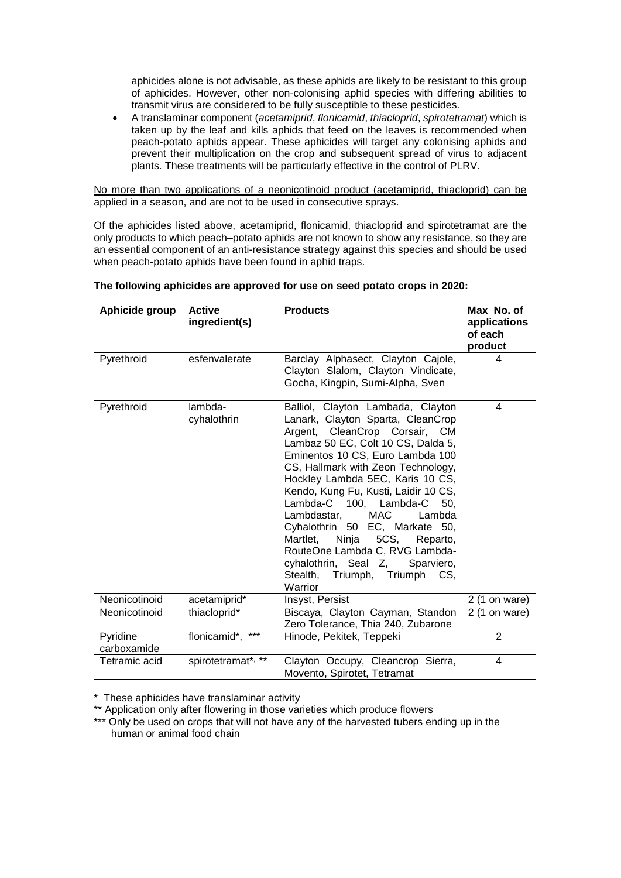aphicides alone is not advisable, as these aphids are likely to be resistant to this group of aphicides. However, other non-colonising aphid species with differing abilities to transmit virus are considered to be fully susceptible to these pesticides.

- A translaminar component (*acetamiprid*, *flonicamid*, *thiacloprid*, *spirotetramat*) which is taken up by the leaf and kills aphids that feed on the leaves is recommended when peach-potato aphids appear. These aphicides will target any colonising aphids and prevent their multiplication on the crop and subsequent spread of virus to adjacent plants. These treatments will be particularly effective in the control of PLRV.

<u>No more than two applications of a neonicotinoid product (acetamiprid, thiacloprid) can be applied in a season, and are not to be used in consecutive sprays.</u>

Of the aphicides listed above, acetamiprid, flonicamid, thiacloprid and spirotetramat are the only products to which peach–potato aphids are not known to show any resistance, so they are an essential component of an anti-resistance strategy against this species and should be used when peach-potato aphids have been found in aphid traps.

**The following aphicides are approved for use on seed potato crops in 2020:**

| Aphicide group | Active ingredient(s) | Products | Max No. of applications of each product |
|---|---|---|---|
| Pyrethroid | esfenvalerate | Barclay Alphasect, Clayton Cajole, Clayton Slalom, Clayton Vindicate, Gocha, Kingpin, Sumi-Alpha, Sven | 4 |
| Pyrethroid | lambda-cyhalothrin | Balliol, Clayton Lambada, Clayton Lanark, Clayton Sparta, CleanCrop Argent, CleanCrop Corsair, CM Lambaz 50 EC, Colt 10 CS, Dalda 5, Eminentos 10 CS, Euro Lambda 100 CS, Hallmark with Zeon Technology, Hockley Lambda 5EC, Karis 10 CS, Kendo, Kung Fu, Kusti, Laidir 10 CS, Lambda-C 100, Lambda-C 50, Lambdastar, MAC Lambda Cyhalothrin 50 EC, Markate 50, Martlet, Ninja 5CS, Reparto, RouteOne Lambda C, RVG Lambda-cyhalothrin, Seal Z, Sparviero, Stealth, Triumph, Triumph CS, Warrior | 4 |
| Neonicotinoid | acetamiprid* | Insyst, Persist | 2 (1 on ware) |
| Neonicotinoid | thiacloprid* | Biscaya, Clayton Cayman, Standon Zero Tolerance, Thia 240, Zubarone | 2 (1 on ware) |
| Pyridine carboxamide | flonicamid*, *** | Hinode, Pekitek, Teppeki | 2 |
| Tetramic acid | spirotetramat*, ** | Clayton Occupy, Cleancrop Sierra, Movento, Spirotet, Tetramat | 4 |

\* These aphicides have translaminar activity

** Application only after flowering in those varieties which produce flowers

*** Only be used on crops that will not have any of the harvested tubers ending up in the human or animal food chain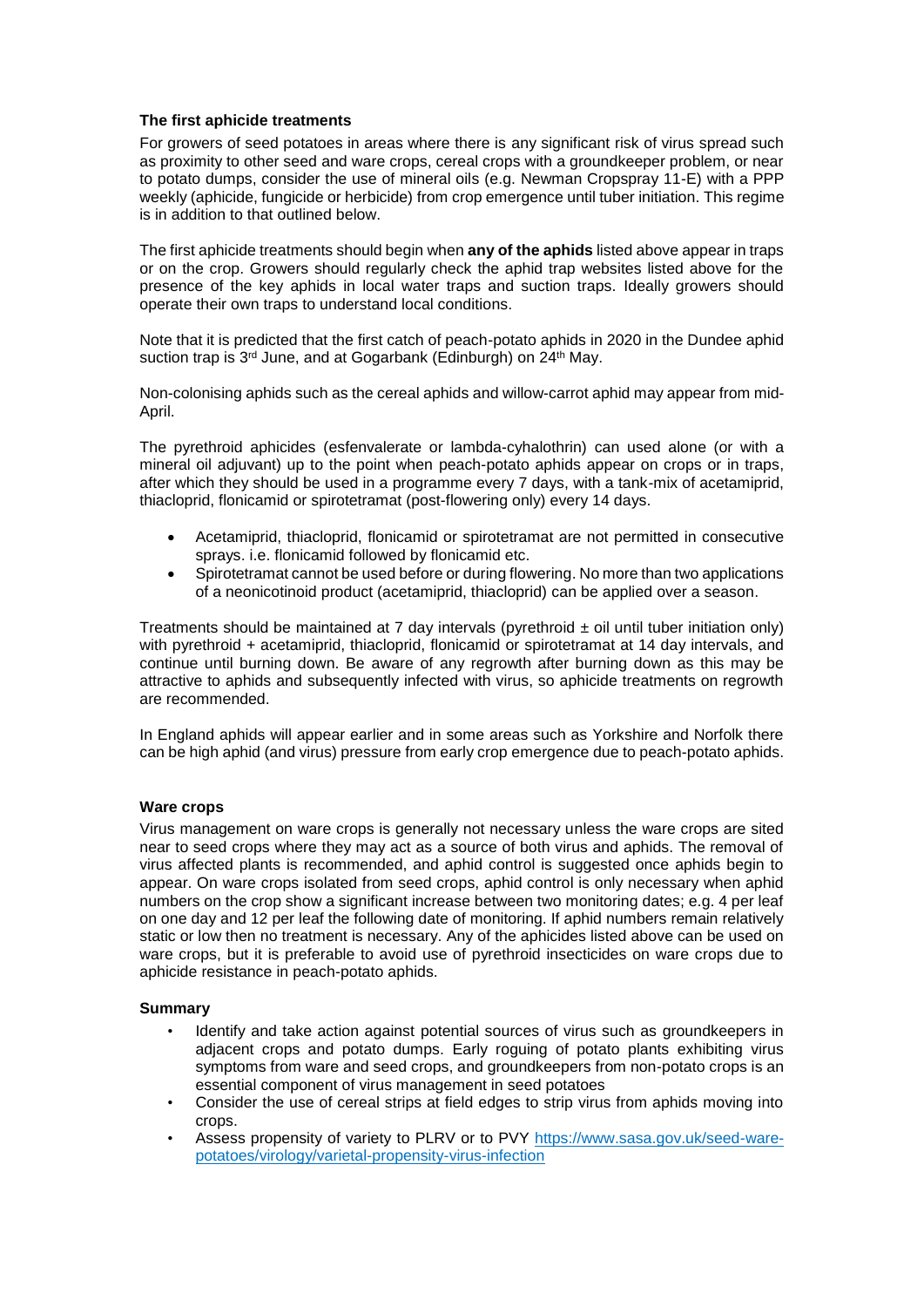### The first aphicide treatments

For growers of seed potatoes in areas where there is any significant risk of virus spread such as proximity to other seed and ware crops, cereal crops with a groundkeeper problem, or near to potato dumps, consider the use of mineral oils (e.g. Newman Cropspray 11-E) with a PPP weekly (aphicide, fungicide or herbicide) from crop emergence until tuber initiation. This regime is in addition to that outlined below.

The first aphicide treatments should begin when **any of the aphids** listed above appear in traps or on the crop. Growers should regularly check the aphid trap websites listed above for the presence of the key aphids in local water traps and suction traps. Ideally growers should operate their own traps to understand local conditions.

Note that it is predicted that the first catch of peach-potato aphids in 2020 in the Dundee aphid suction trap is 3rd June, and at Gogarbank (Edinburgh) on 24th May.

Non-colonising aphids such as the cereal aphids and willow-carrot aphid may appear from mid-April.

The pyrethroid aphicides (esfenvalerate or lambda-cyhalothrin) can used alone (or with a mineral oil adjuvant) up to the point when peach-potato aphids appear on crops or in traps, after which they should be used in a programme every 7 days, with a tank-mix of acetamiprid, thiacloprid, flonicamid or spirotetramat (post-flowering only) every 14 days.

- Acetamiprid, thiacloprid, flonicamid or spirotetramat are not permitted in consecutive sprays. i.e. flonicamid followed by flonicamid etc.
- Spirotetramat cannot be used before or during flowering. No more than two applications of a neonicotinoid product (acetamiprid, thiacloprid) can be applied over a season.

Treatments should be maintained at 7 day intervals (pyrethroid ± oil until tuber initiation only) with pyrethroid + acetamiprid, thiacloprid, flonicamid or spirotetramat at 14 day intervals, and continue until burning down. Be aware of any regrowth after burning down as this may be attractive to aphids and subsequently infected with virus, so aphicide treatments on regrowth are recommended.

In England aphids will appear earlier and in some areas such as Yorkshire and Norfolk there can be high aphid (and virus) pressure from early crop emergence due to peach-potato aphids.

### Ware crops

Virus management on ware crops is generally not necessary unless the ware crops are sited near to seed crops where they may act as a source of both virus and aphids. The removal of virus affected plants is recommended, and aphid control is suggested once aphids begin to appear. On ware crops isolated from seed crops, aphid control is only necessary when aphid numbers on the crop show a significant increase between two monitoring dates; e.g. 4 per leaf on one day and 12 per leaf the following date of monitoring. If aphid numbers remain relatively static or low then no treatment is necessary. Any of the aphicides listed above can be used on ware crops, but it is preferable to avoid use of pyrethroid insecticides on ware crops due to aphicide resistance in peach-potato aphids.

### Summary

- Identify and take action against potential sources of virus such as groundkeepers in adjacent crops and potato dumps. Early roguing of potato plants exhibiting virus symptoms from ware and seed crops, and groundkeepers from non-potato crops is an essential component of virus management in seed potatoes
- Consider the use of cereal strips at field edges to strip virus from aphids moving into crops.
- Assess propensity of variety to PLRV or to PVY https://www.sasa.gov.uk/seed-ware-potatoes/virology/varietal-propensity-virus-infection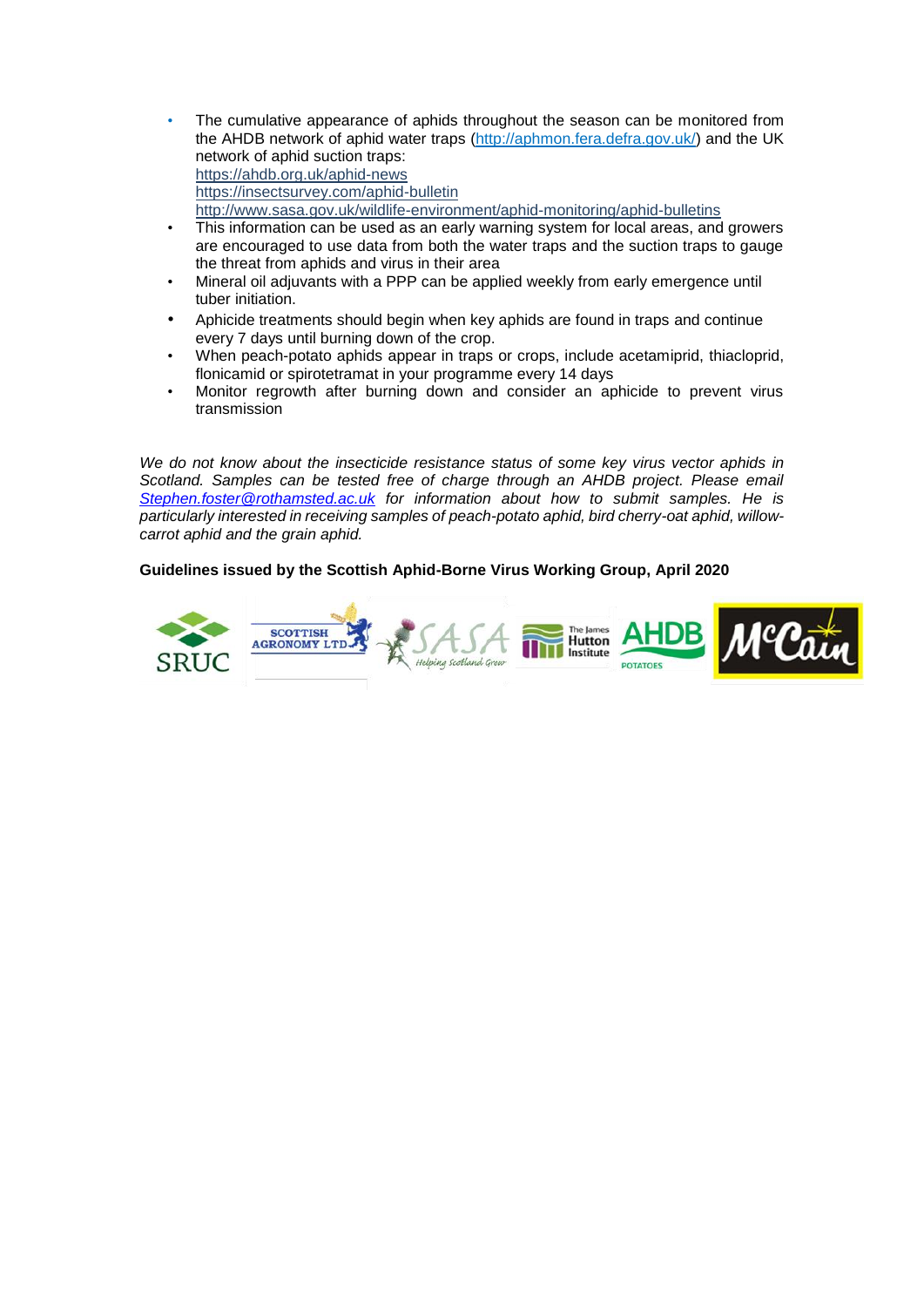- The cumulative appearance of aphids throughout the season can be monitored from the AHDB network of aphid water traps (http://aphmon.fera.defra.gov.uk/) and the UK network of aphid suction traps:
  https://ahdb.org.uk/aphid-news
  https://insectsurvey.com/aphid-bulletin
  http://www.sasa.gov.uk/wildlife-environment/aphid-monitoring/aphid-bulletins
- This information can be used as an early warning system for local areas, and growers are encouraged to use data from both the water traps and the suction traps to gauge the threat from aphids and virus in their area
- Mineral oil adjuvants with a PPP can be applied weekly from early emergence until tuber initiation.
- Aphicide treatments should begin when key aphids are found in traps and continue every 7 days until burning down of the crop.
- When peach-potato aphids appear in traps or crops, include acetamiprid, thiacloprid, flonicamid or spirotetramat in your programme every 14 days
- Monitor regrowth after burning down and consider an aphicide to prevent virus transmission

*We do not know about the insecticide resistance status of some key virus vector aphids in Scotland. Samples can be tested free of charge through an AHDB project. Please email Stephen.foster@rothamsted.ac.uk for information about how to submit samples. He is particularly interested in receiving samples of peach-potato aphid, bird cherry-oat aphid, willow-carrot aphid and the grain aphid.*

**Guidelines issued by the Scottish Aphid-Borne Virus Working Group, April 2020**